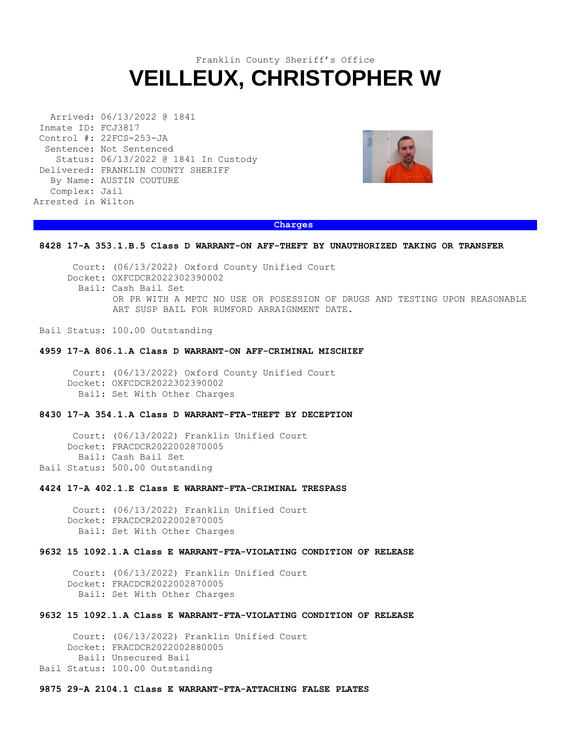Franklin County Sheriff's Office

# VEILLEUX, CHRISTOPHER W

```
  Arrived: 06/13/2022 @ 1841
Inmate ID: FCJ3817
Control #: 22FCS-253-JA
 Sentence: Not Sentenced
   Status: 06/13/2022 @ 1841 In Custody
Delivered: FRANKLIN COUNTY SHERIFF
  By Name: AUSTIN COUTURE
  Complex: Jail
Arrested in Wilton
```

## Charges

**8428 17-A 353.1.B.5 Class D WARRANT-ON AFF-THEFT BY UNAUTHORIZED TAKING OR TRANSFER**

Court: (06/13/2022) Oxford County Unified Court
Docket: OXFCDCR2022302390002
Bail: Cash Bail Set
OR PR WITH A MPTC NO USE OR POSESSION OF DRUGS AND TESTING UPON REASONABLE ART SUSP BAIL FOR RUMFORD ARRAIGNMENT DATE.

Bail Status: 100.00 Outstanding

**4959 17-A 806.1.A Class D WARRANT-ON AFF-CRIMINAL MISCHIEF**

Court: (06/13/2022) Oxford County Unified Court
Docket: OXFCDCR2022302390002
Bail: Set With Other Charges

**8430 17-A 354.1.A Class D WARRANT-FTA-THEFT BY DECEPTION**

Court: (06/13/2022) Franklin Unified Court
Docket: FRACDCR2022002870005
Bail: Cash Bail Set
Bail Status: 500.00 Outstanding

**4424 17-A 402.1.E Class E WARRANT-FTA-CRIMINAL TRESPASS**

Court: (06/13/2022) Franklin Unified Court
Docket: FRACDCR2022002870005
Bail: Set With Other Charges

**9632 15 1092.1.A Class E WARRANT-FTA-VIOLATING CONDITION OF RELEASE**

Court: (06/13/2022) Franklin Unified Court
Docket: FRACDCR2022002870005
Bail: Set With Other Charges

**9632 15 1092.1.A Class E WARRANT-FTA-VIOLATING CONDITION OF RELEASE**

Court: (06/13/2022) Franklin Unified Court
Docket: FRACDCR2022002880005
Bail: Unsecured Bail
Bail Status: 100.00 Outstanding

**9875 29-A 2104.1 Class E WARRANT-FTA-ATTACHING FALSE PLATES**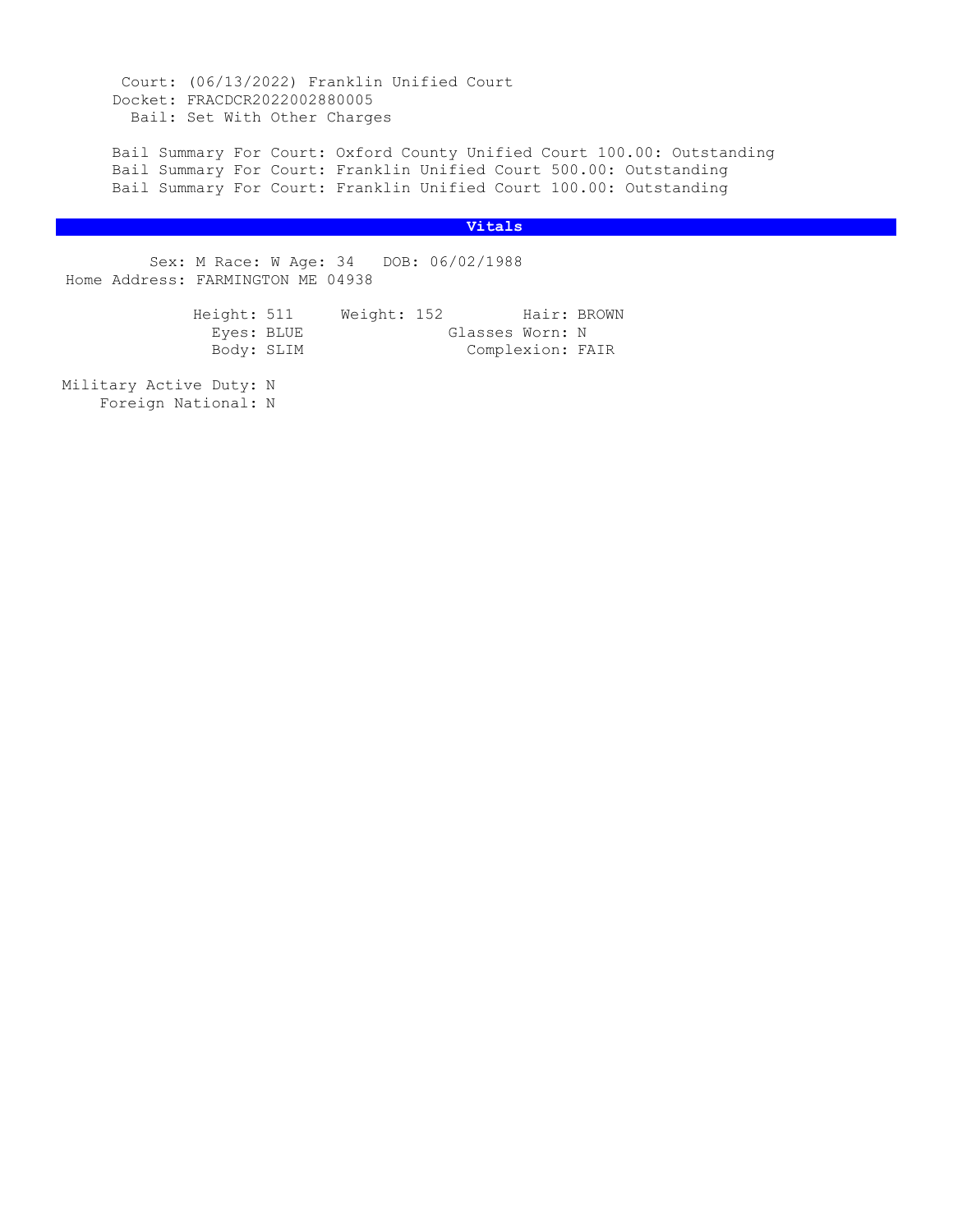Court: (06/13/2022) Franklin Unified Court
Docket: FRACDCR2022002880005
Bail: Set With Other Charges

Bail Summary For Court: Oxford County Unified Court 100.00: Outstanding
Bail Summary For Court: Franklin Unified Court 500.00: Outstanding
Bail Summary For Court: Franklin Unified Court 100.00: Outstanding

## Vitals

Sex: M Race: W Age: 34 DOB: 06/02/1988
Home Address: FARMINGTON ME 04938

Height: 511 Weight: 152 Hair: BROWN
Eyes: BLUE Glasses Worn: N
Body: SLIM Complexion: FAIR

Military Active Duty: N
Foreign National: N